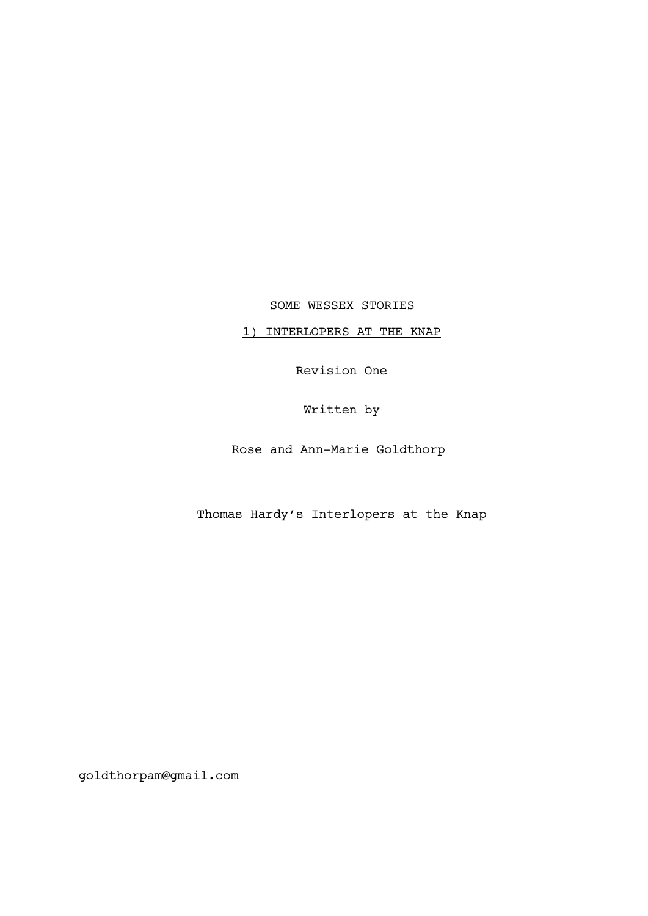<u>SOME WESSEX STORIES</u>

<u>1) INTERLOPERS AT THE KNAP</u>

Revision One

Written by

Rose and Ann-Marie Goldthorp

Thomas Hardy's Interlopers at the Knap

goldthorpam@gmail.com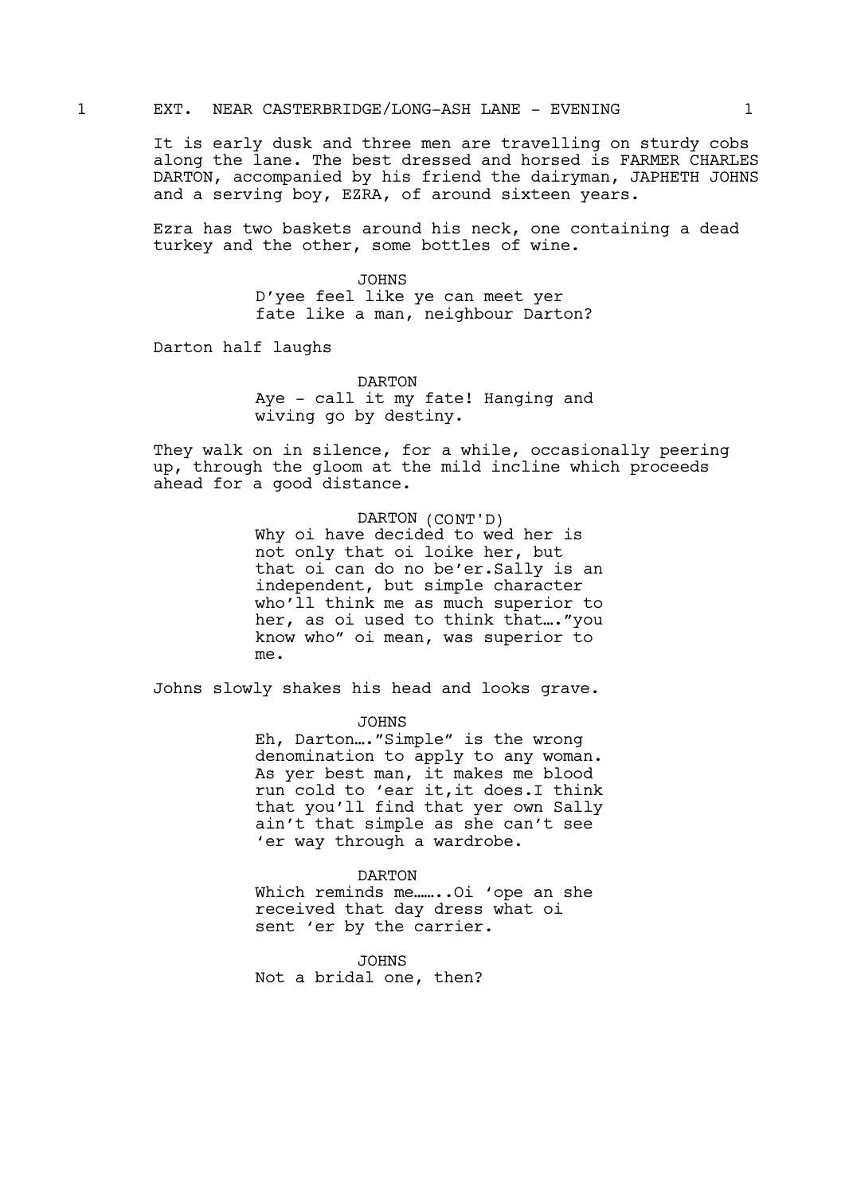1 EXT. NEAR CASTERBRIDGE/LONG-ASH LANE - EVENING 1

It is early dusk and three men are travelling on sturdy cobs along the lane. The best dressed and horsed is FARMER CHARLES DARTON, accompanied by his friend the dairyman, JAPHETH JOHNS and a serving boy, EZRA, of around sixteen years.

Ezra has two baskets around his neck, one containing a dead turkey and the other, some bottles of wine.

JOHNS
D'yee feel like ye can meet yer fate like a man, neighbour Darton?

Darton half laughs

DARTON
Aye - call it my fate! Hanging and wiving go by destiny.

They walk on in silence, for a while, occasionally peering up, through the gloom at the mild incline which proceeds ahead for a good distance.

DARTON (CONT'D)
Why oi have decided to wed her is not only that oi loike her, but that oi can do no be'er.Sally is an independent, but simple character who'll think me as much superior to her, as oi used to think that…."you know who" oi mean, was superior to me.

Johns slowly shakes his head and looks grave.

JOHNS
Eh, Darton…."Simple" is the wrong denomination to apply to any woman. As yer best man, it makes me blood run cold to 'ear it,it does.I think that you'll find that yer own Sally ain't that simple as she can't see 'er way through a wardrobe.

DARTON
Which reminds me……..Oi 'ope an she received that day dress what oi sent 'er by the carrier.

JOHNS
Not a bridal one, then?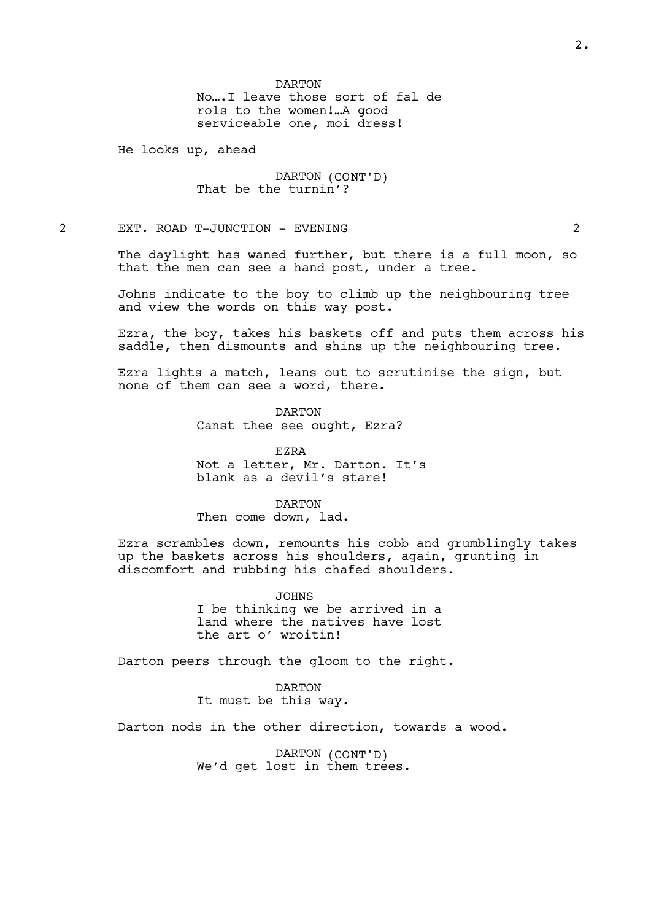DARTON
No….I leave those sort of fal de rols to the women!…A good serviceable one, moi dress!

He looks up, ahead

DARTON (CONT'D)
That be the turnin'?

2 EXT. ROAD T-JUNCTION - EVENING 2

The daylight has waned further, but there is a full moon, so that the men can see a hand post, under a tree.

Johns indicate to the boy to climb up the neighbouring tree and view the words on this way post.

Ezra, the boy, takes his baskets off and puts them across his saddle, then dismounts and shins up the neighbouring tree.

Ezra lights a match, leans out to scrutinise the sign, but none of them can see a word, there.

DARTON
Canst thee see ought, Ezra?

EZRA
Not a letter, Mr. Darton. It's blank as a devil's stare!

DARTON
Then come down, lad.

Ezra scrambles down, remounts his cobb and grumblingly takes up the baskets across his shoulders, again, grunting in discomfort and rubbing his chafed shoulders.

JOHNS
I be thinking we be arrived in a land where the natives have lost the art o' wroitin!

Darton peers through the gloom to the right.

DARTON
It must be this way.

Darton nods in the other direction, towards a wood.

DARTON (CONT'D)
We'd get lost in them trees.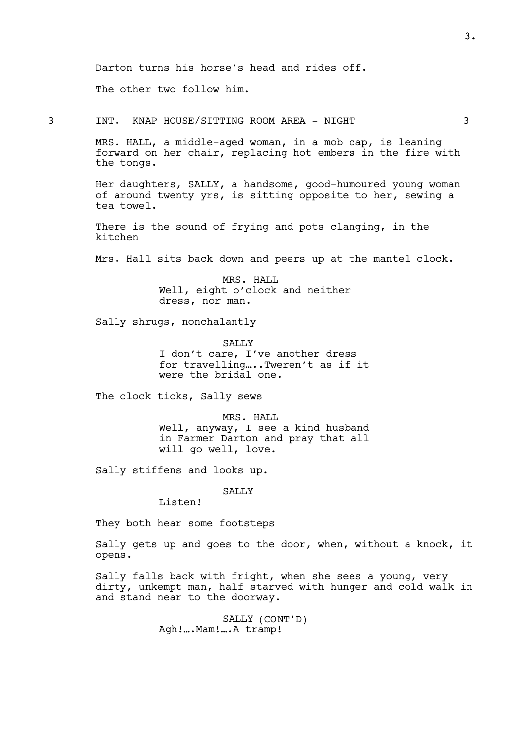Darton turns his horse's head and rides off.

The other two follow him.

3 INT. KNAP HOUSE/SITTING ROOM AREA - NIGHT 3

MRS. HALL, a middle-aged woman, in a mob cap, is leaning forward on her chair, replacing hot embers in the fire with the tongs.

Her daughters, SALLY, a handsome, good-humoured young woman of around twenty yrs, is sitting opposite to her, sewing a tea towel.

There is the sound of frying and pots clanging, in the kitchen

Mrs. Hall sits back down and peers up at the mantel clock.

MRS. HALL
Well, eight o'clock and neither dress, nor man.

Sally shrugs, nonchalantly

SALLY
I don't care, I've another dress for travelling…..Tweren't as if it were the bridal one.

The clock ticks, Sally sews

MRS. HALL
Well, anyway, I see a kind husband in Farmer Darton and pray that all will go well, love.

Sally stiffens and looks up.

SALLY
Listen!

They both hear some footsteps

Sally gets up and goes to the door, when, without a knock, it opens.

Sally falls back with fright, when she sees a young, very dirty, unkempt man, half starved with hunger and cold walk in and stand near to the doorway.

SALLY (CONT'D)
Agh!….Mam!….A tramp!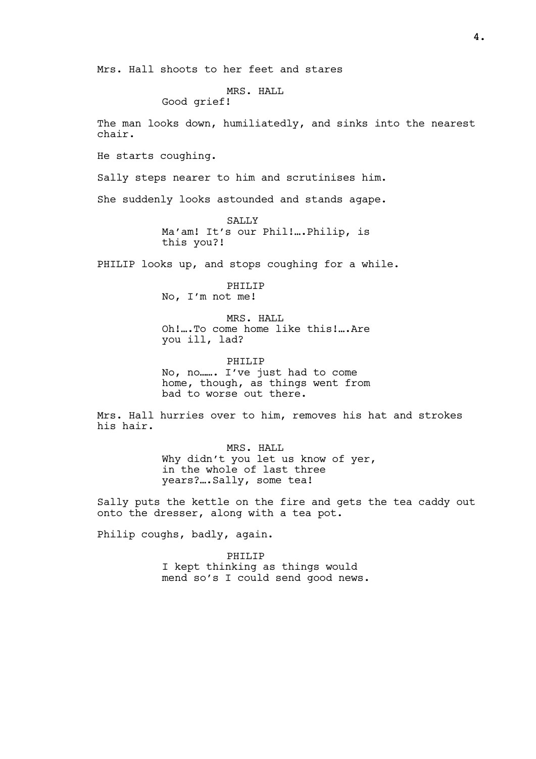Mrs. Hall shoots to her feet and stares

MRS. HALL
Good grief!

The man looks down, humiliatedly, and sinks into the nearest chair.

He starts coughing.

Sally steps nearer to him and scrutinises him.

She suddenly looks astounded and stands agape.

SALLY
Ma'am! It's our Phil!….Philip, is this you?!

PHILIP looks up, and stops coughing for a while.

PHILIP
No, I'm not me!

MRS. HALL
Oh!….To come home like this!….Are you ill, lad?

PHILIP
No, no……. I've just had to come home, though, as things went from bad to worse out there.

Mrs. Hall hurries over to him, removes his hat and strokes his hair.

MRS. HALL
Why didn't you let us know of yer, in the whole of last three years?….Sally, some tea!

Sally puts the kettle on the fire and gets the tea caddy out onto the dresser, along with a tea pot.

Philip coughs, badly, again.

PHILIP
I kept thinking as things would mend so's I could send good news.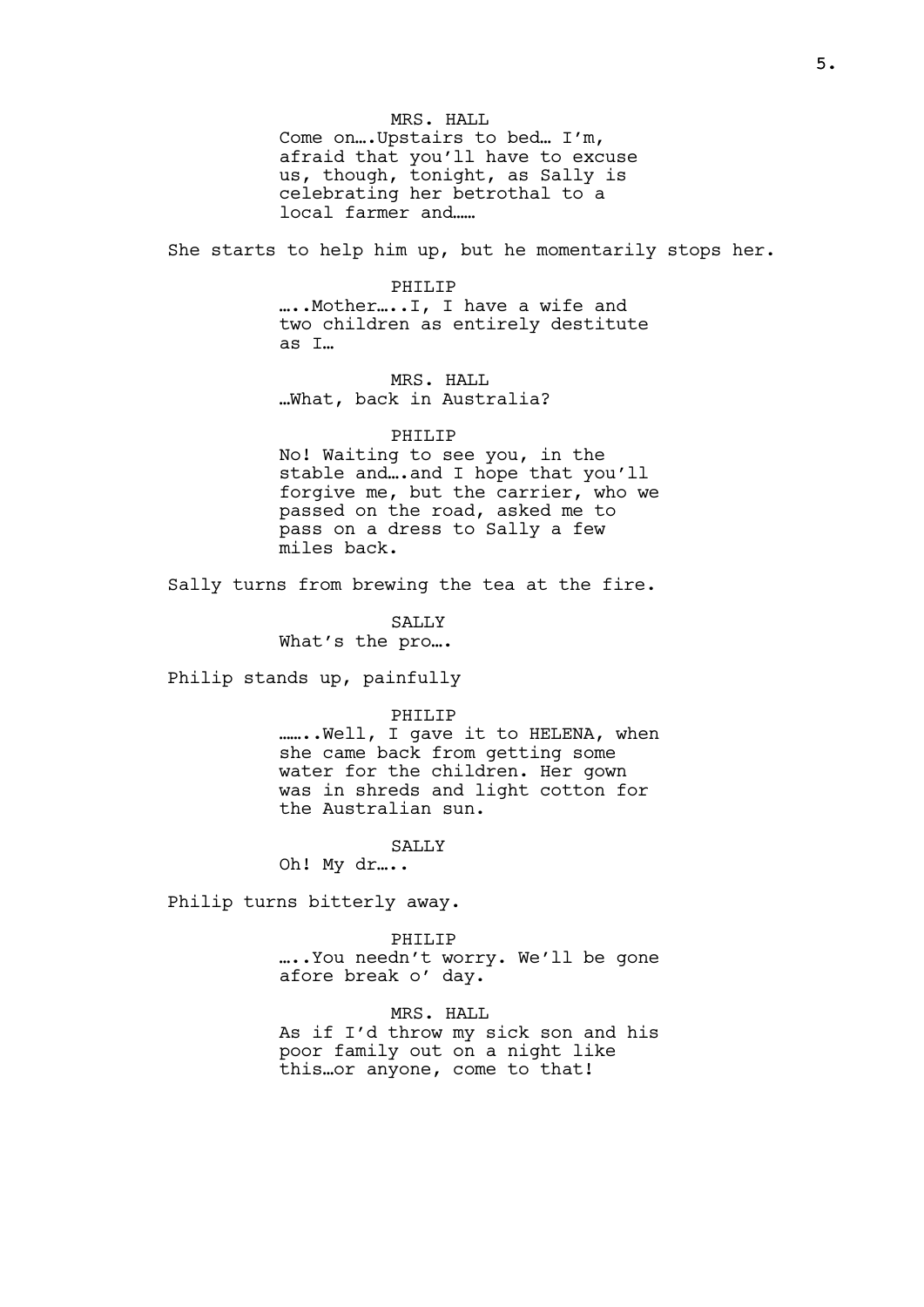MRS. HALL
Come on….Upstairs to bed… I'm, afraid that you'll have to excuse us, though, tonight, as Sally is celebrating her betrothal to a local farmer and……

She starts to help him up, but he momentarily stops her.

PHILIP
…..Mother…..I, I have a wife and two children as entirely destitute as I…

MRS. HALL
…What, back in Australia?

PHILIP
No! Waiting to see you, in the stable and….and I hope that you'll forgive me, but the carrier, who we passed on the road, asked me to pass on a dress to Sally a few miles back.

Sally turns from brewing the tea at the fire.

SALLY
What's the pro….

Philip stands up, painfully

PHILIP
…….Well, I gave it to HELENA, when she came back from getting some water for the children. Her gown was in shreds and light cotton for the Australian sun.

SALLY
Oh! My dr…..

Philip turns bitterly away.

PHILIP
…..You needn't worry. We'll be gone afore break o' day.

MRS. HALL
As if I'd throw my sick son and his poor family out on a night like this…or anyone, come to that!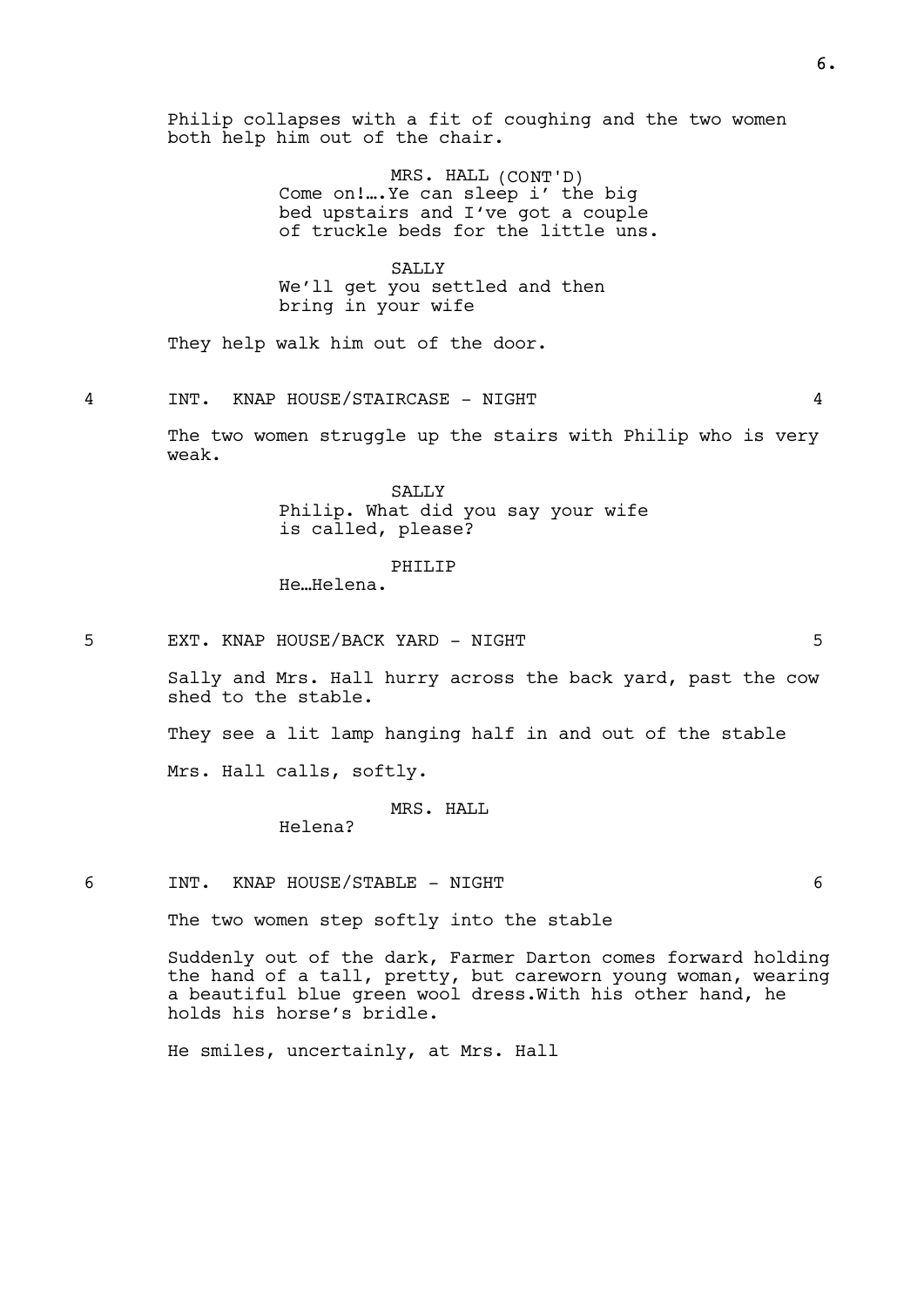Philip collapses with a fit of coughing and the two women both help him out of the chair.

MRS. HALL (CONT'D)
Come on!….Ye can sleep i' the big bed upstairs and I've got a couple of truckle beds for the little uns.

SALLY
We'll get you settled and then bring in your wife

They help walk him out of the door.

4 INT. KNAP HOUSE/STAIRCASE - NIGHT 4

The two women struggle up the stairs with Philip who is very weak.

SALLY
Philip. What did you say your wife is called, please?

PHILIP
He…Helena.

5 EXT. KNAP HOUSE/BACK YARD - NIGHT 5

Sally and Mrs. Hall hurry across the back yard, past the cow shed to the stable.

They see a lit lamp hanging half in and out of the stable

Mrs. Hall calls, softly.

MRS. HALL
Helena?

6 INT. KNAP HOUSE/STABLE - NIGHT 6

The two women step softly into the stable

Suddenly out of the dark, Farmer Darton comes forward holding the hand of a tall, pretty, but careworn young woman, wearing a beautiful blue green wool dress.With his other hand, he holds his horse's bridle.

He smiles, uncertainly, at Mrs. Hall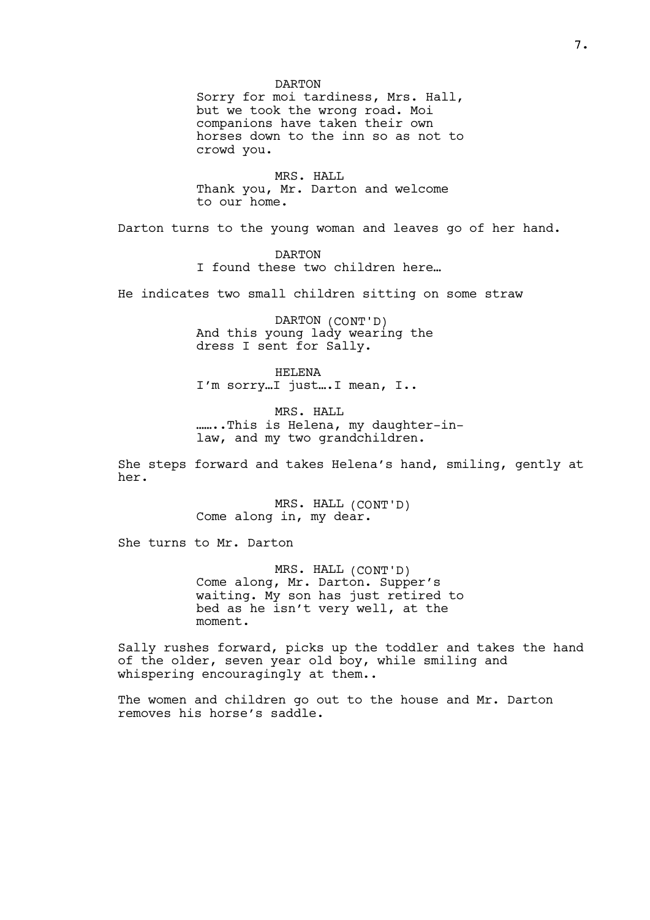DARTON

Sorry for moi tardiness, Mrs. Hall, but we took the wrong road. Moi companions have taken their own horses down to the inn so as not to crowd you.

MRS. HALL

Thank you, Mr. Darton and welcome to our home.

Darton turns to the young woman and leaves go of her hand.

DARTON

I found these two children here…

He indicates two small children sitting on some straw

DARTON (CONT'D)

And this young lady wearing the dress I sent for Sally.

HELENA

I'm sorry…I just….I mean, I..

MRS. HALL

……..This is Helena, my daughter-in-law, and my two grandchildren.

She steps forward and takes Helena's hand, smiling, gently at her.

MRS. HALL (CONT'D)

Come along in, my dear.

She turns to Mr. Darton

MRS. HALL (CONT'D)

Come along, Mr. Darton. Supper's waiting. My son has just retired to bed as he isn't very well, at the moment.

Sally rushes forward, picks up the toddler and takes the hand of the older, seven year old boy, while smiling and whispering encouragingly at them..

The women and children go out to the house and Mr. Darton removes his horse's saddle.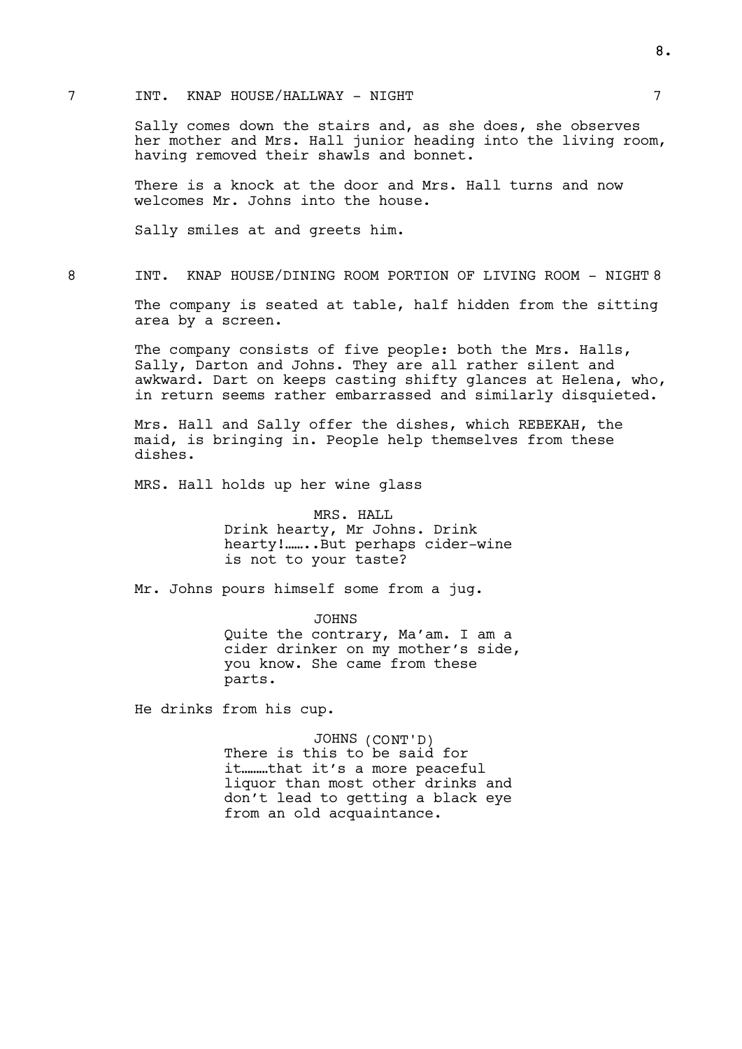7 INT. KNAP HOUSE/HALLWAY - NIGHT 7

Sally comes down the stairs and, as she does, she observes her mother and Mrs. Hall junior heading into the living room, having removed their shawls and bonnet.

There is a knock at the door and Mrs. Hall turns and now welcomes Mr. Johns into the house.

Sally smiles at and greets him.

8 INT. KNAP HOUSE/DINING ROOM PORTION OF LIVING ROOM - NIGHT 8

The company is seated at table, half hidden from the sitting area by a screen.

The company consists of five people: both the Mrs. Halls, Sally, Darton and Johns. They are all rather silent and awkward. Dart on keeps casting shifty glances at Helena, who, in return seems rather embarrassed and similarly disquieted.

Mrs. Hall and Sally offer the dishes, which REBEKAH, the maid, is bringing in. People help themselves from these dishes.

MRS. Hall holds up her wine glass

MRS. HALL
Drink hearty, Mr Johns. Drink hearty!……..But perhaps cider-wine is not to your taste?

Mr. Johns pours himself some from a jug.

JOHNS
Quite the contrary, Ma'am. I am a cider drinker on my mother's side, you know. She came from these parts.

He drinks from his cup.

JOHNS (CONT'D)
There is this to be said for it………that it's a more peaceful liquor than most other drinks and don't lead to getting a black eye from an old acquaintance.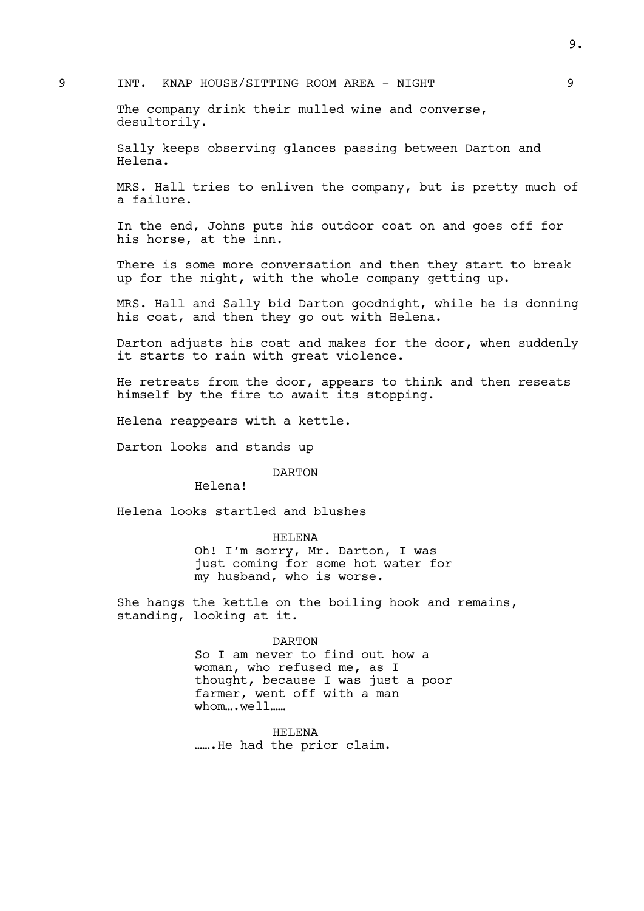9 INT. KNAP HOUSE/SITTING ROOM AREA - NIGHT 9

The company drink their mulled wine and converse, desultorily.

Sally keeps observing glances passing between Darton and Helena.

MRS. Hall tries to enliven the company, but is pretty much of a failure.

In the end, Johns puts his outdoor coat on and goes off for his horse, at the inn.

There is some more conversation and then they start to break up for the night, with the whole company getting up.

MRS. Hall and Sally bid Darton goodnight, while he is donning his coat, and then they go out with Helena.

Darton adjusts his coat and makes for the door, when suddenly it starts to rain with great violence.

He retreats from the door, appears to think and then reseats himself by the fire to await its stopping.

Helena reappears with a kettle.

Darton looks and stands up

DARTON

Helena!

Helena looks startled and blushes

HELENA

Oh! I'm sorry, Mr. Darton, I was just coming for some hot water for my husband, who is worse.

She hangs the kettle on the boiling hook and remains, standing, looking at it.

DARTON

So I am never to find out how a woman, who refused me, as I thought, because I was just a poor farmer, went off with a man whom….well……

HELENA

…….He had the prior claim.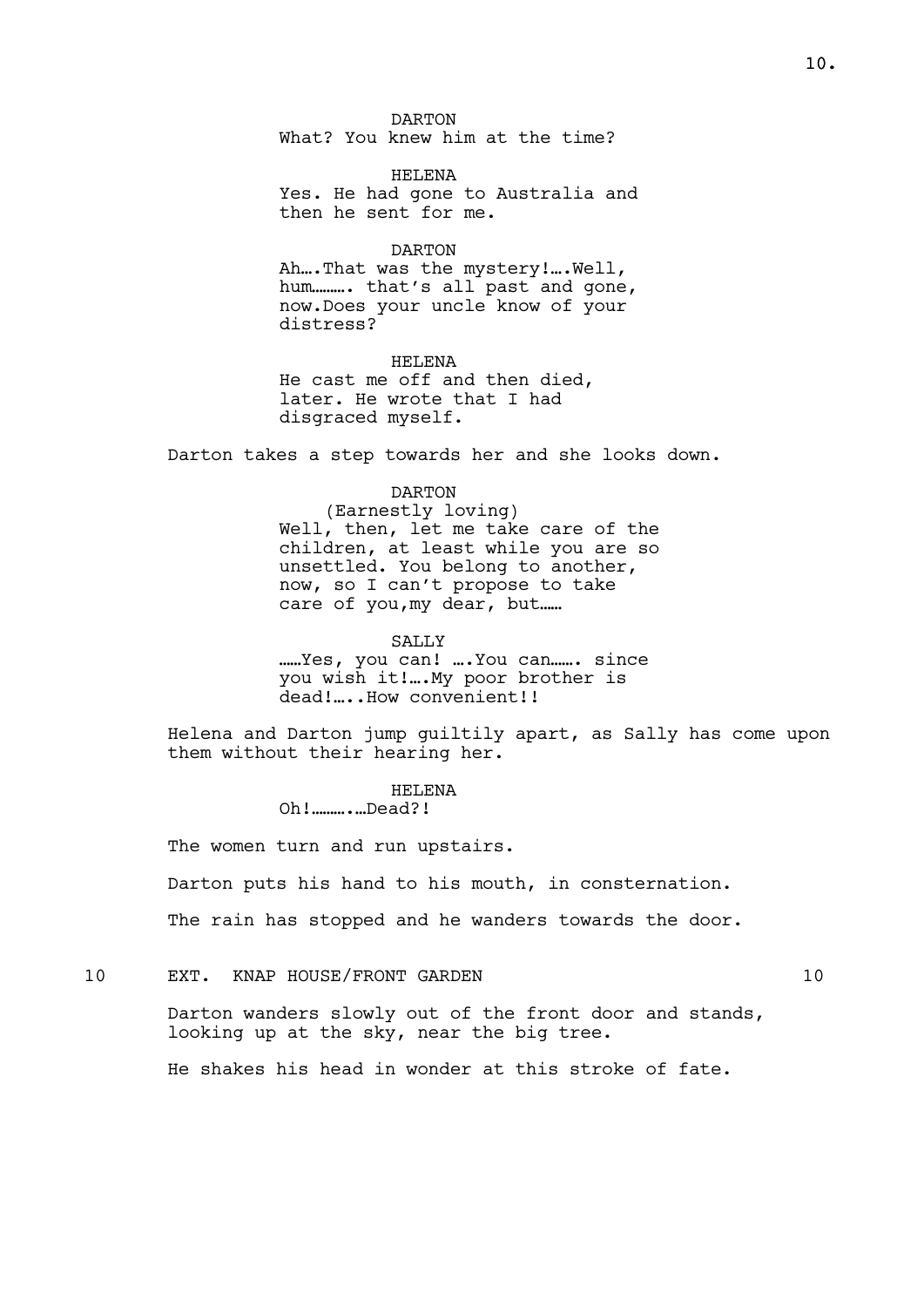DARTON
What? You knew him at the time?

HELENA
Yes. He had gone to Australia and then he sent for me.

DARTON
Ah….That was the mystery!….Well, hum………. that's all past and gone, now.Does your uncle know of your distress?

HELENA
He cast me off and then died, later. He wrote that I had disgraced myself.

Darton takes a step towards her and she looks down.

DARTON
(Earnestly loving)
Well, then, let me take care of the children, at least while you are so unsettled. You belong to another, now, so I can't propose to take care of you,my dear, but……

SALLY
……Yes, you can! ….You can……. since you wish it!….My poor brother is dead!…..How convenient!!

Helena and Darton jump guiltily apart, as Sally has come upon them without their hearing her.

HELENA
Oh!……….…Dead?!

The women turn and run upstairs.

Darton puts his hand to his mouth, in consternation.

The rain has stopped and he wanders towards the door.

10 EXT. KNAP HOUSE/FRONT GARDEN 10

Darton wanders slowly out of the front door and stands, looking up at the sky, near the big tree.

He shakes his head in wonder at this stroke of fate.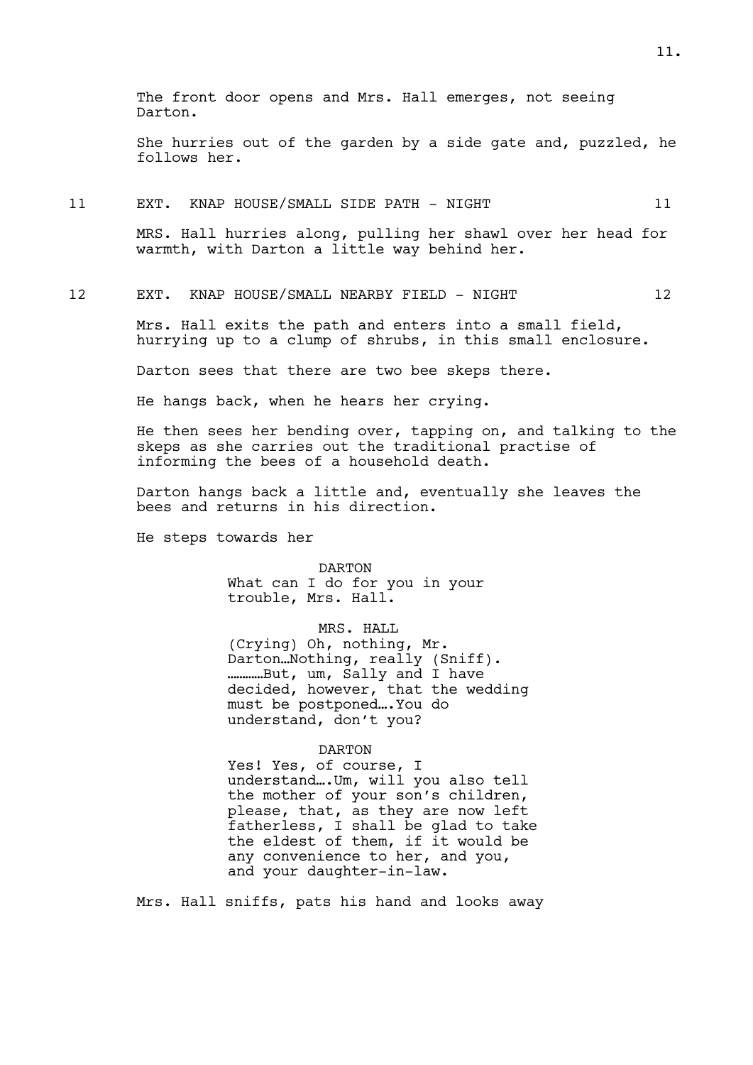The front door opens and Mrs. Hall emerges, not seeing Darton.

She hurries out of the garden by a side gate and, puzzled, he follows her.

11 EXT. KNAP HOUSE/SMALL SIDE PATH - NIGHT 11

MRS. Hall hurries along, pulling her shawl over her head for warmth, with Darton a little way behind her.

12 EXT. KNAP HOUSE/SMALL NEARBY FIELD - NIGHT 12

Mrs. Hall exits the path and enters into a small field, hurrying up to a clump of shrubs, in this small enclosure.

Darton sees that there are two bee skeps there.

He hangs back, when he hears her crying.

He then sees her bending over, tapping on, and talking to the skeps as she carries out the traditional practise of informing the bees of a household death.

Darton hangs back a little and, eventually she leaves the bees and returns in his direction.

He steps towards her

DARTON
What can I do for you in your trouble, Mrs. Hall.

MRS. HALL
(Crying) Oh, nothing, Mr. Darton…Nothing, really (Sniff). …………But, um, Sally and I have decided, however, that the wedding must be postponed….You do understand, don't you?

DARTON
Yes! Yes, of course, I understand….Um, will you also tell the mother of your son's children, please, that, as they are now left fatherless, I shall be glad to take the eldest of them, if it would be any convenience to her, and you, and your daughter-in-law.

Mrs. Hall sniffs, pats his hand and looks away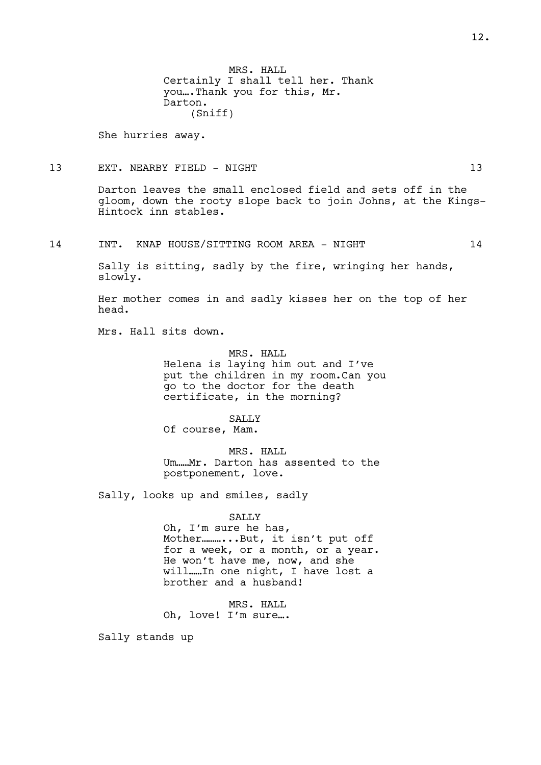MRS. HALL
Certainly I shall tell her. Thank you….Thank you for this, Mr. Darton.
(Sniff)

She hurries away.

13 EXT. NEARBY FIELD - NIGHT 13

Darton leaves the small enclosed field and sets off in the gloom, down the rooty slope back to join Johns, at the Kings-Hintock inn stables.

14 INT. KNAP HOUSE/SITTING ROOM AREA - NIGHT 14

Sally is sitting, sadly by the fire, wringing her hands, slowly.

Her mother comes in and sadly kisses her on the top of her head.

Mrs. Hall sits down.

MRS. HALL
Helena is laying him out and I've put the children in my room.Can you go to the doctor for the death certificate, in the morning?

SALLY
Of course, Mam.

MRS. HALL
Um……Mr. Darton has assented to the postponement, love.

Sally, looks up and smiles, sadly

SALLY
Oh, I'm sure he has, Mother………...But, it isn't put off for a week, or a month, or a year. He won't have me, now, and she will……In one night, I have lost a brother and a husband!

MRS. HALL
Oh, love! I'm sure….

Sally stands up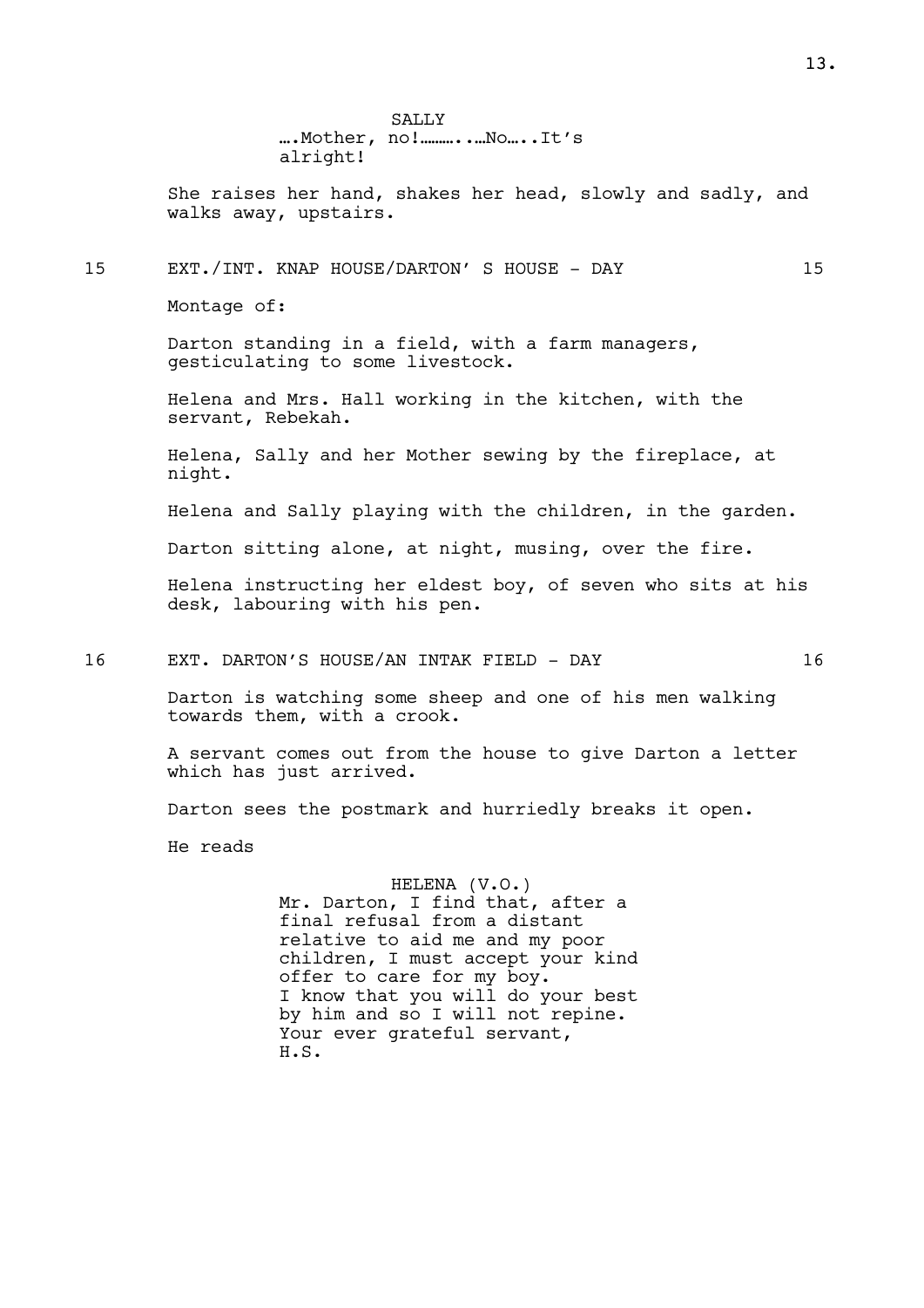SALLY

….Mother, no!……….…No…..It’s alright!

She raises her hand, shakes her head, slowly and sadly, and walks away, upstairs.

15 EXT./INT. KNAP HOUSE/DARTON’ S HOUSE - DAY 15

Montage of:

Darton standing in a field, with a farm managers, gesticulating to some livestock.

Helena and Mrs. Hall working in the kitchen, with the servant, Rebekah.

Helena, Sally and her Mother sewing by the fireplace, at night.

Helena and Sally playing with the children, in the garden.

Darton sitting alone, at night, musing, over the fire.

Helena instructing her eldest boy, of seven who sits at his desk, labouring with his pen.

16 EXT. DARTON’S HOUSE/AN INTAK FIELD - DAY 16

Darton is watching some sheep and one of his men walking towards them, with a crook.

A servant comes out from the house to give Darton a letter which has just arrived.

Darton sees the postmark and hurriedly breaks it open.

He reads

HELENA (V.O.)

Mr. Darton, I find that, after a final refusal from a distant relative to aid me and my poor children, I must accept your kind offer to care for my boy.
I know that you will do your best by him and so I will not repine.
Your ever grateful servant,
H.S.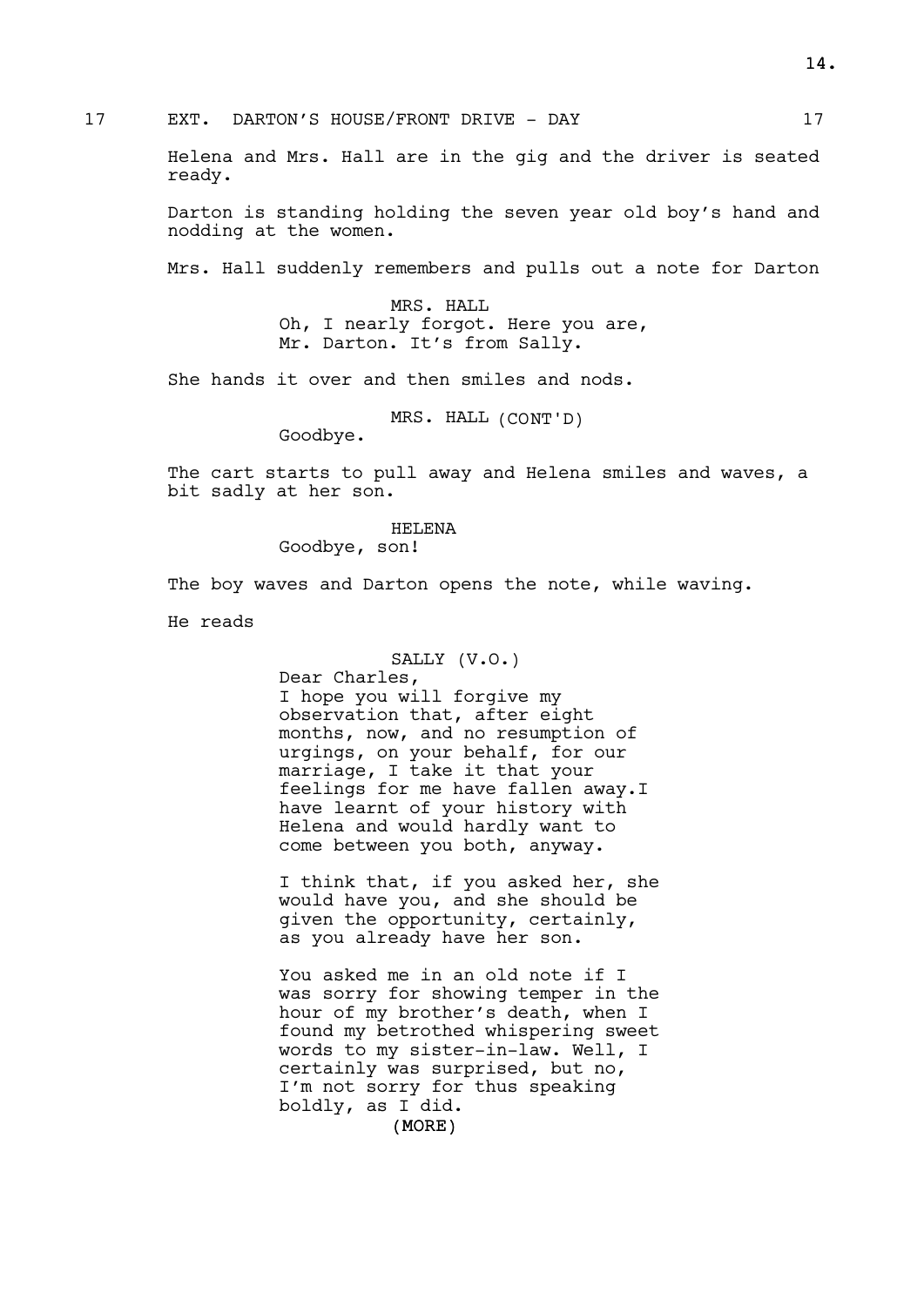17 EXT. DARTON'S HOUSE/FRONT DRIVE - DAY 17

Helena and Mrs. Hall are in the gig and the driver is seated ready.

Darton is standing holding the seven year old boy's hand and nodding at the women.

Mrs. Hall suddenly remembers and pulls out a note for Darton

MRS. HALL
Oh, I nearly forgot. Here you are, Mr. Darton. It's from Sally.

She hands it over and then smiles and nods.

MRS. HALL (CONT'D)
Goodbye.

The cart starts to pull away and Helena smiles and waves, a bit sadly at her son.

HELENA
Goodbye, son!

The boy waves and Darton opens the note, while waving.

He reads

SALLY (V.O.)
Dear Charles,
I hope you will forgive my observation that, after eight months, now, and no resumption of urgings, on your behalf, for our marriage, I take it that your feelings for me have fallen away.I have learnt of your history with Helena and would hardly want to come between you both, anyway.

I think that, if you asked her, she would have you, and she should be given the opportunity, certainly, as you already have her son.

You asked me in an old note if I was sorry for showing temper in the hour of my brother's death, when I found my betrothed whispering sweet words to my sister-in-law. Well, I certainly was surprised, but no, I'm not sorry for thus speaking boldly, as I did.
(MORE)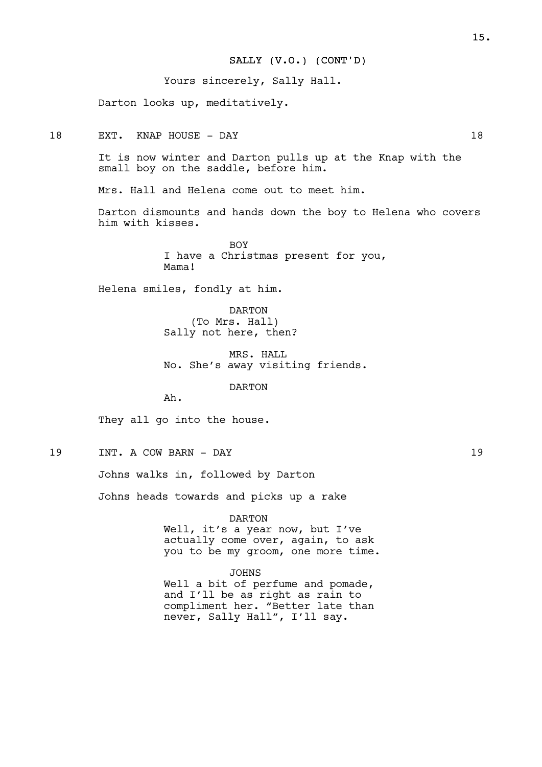SALLY (V.O.) (CONT'D)

Yours sincerely, Sally Hall.

Darton looks up, meditatively.

18 EXT. KNAP HOUSE - DAY 18

It is now winter and Darton pulls up at the Knap with the small boy on the saddle, before him.

Mrs. Hall and Helena come out to meet him.

Darton dismounts and hands down the boy to Helena who covers him with kisses.

BOY

I have a Christmas present for you, Mama!

Helena smiles, fondly at him.

DARTON

(To Mrs. Hall)

Sally not here, then?

MRS. HALL

No. She's away visiting friends.

DARTON

Ah.

They all go into the house.

19 INT. A COW BARN - DAY 19

Johns walks in, followed by Darton

Johns heads towards and picks up a rake

DARTON

Well, it's a year now, but I've actually come over, again, to ask you to be my groom, one more time.

JOHNS

Well a bit of perfume and pomade, and I'll be as right as rain to compliment her. "Better late than never, Sally Hall", I'll say.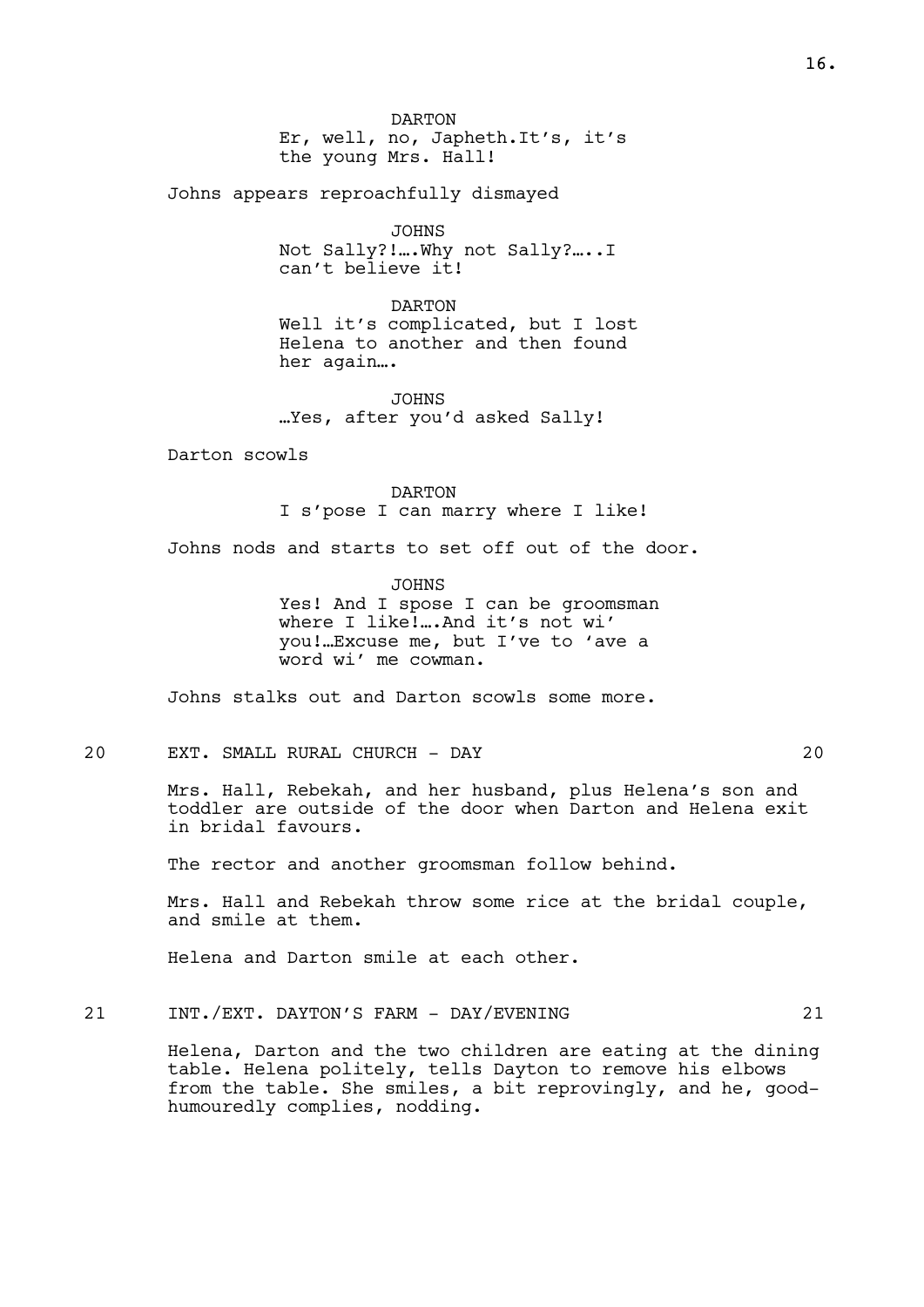DARTON
Er, well, no, Japheth.It's, it's the young Mrs. Hall!

Johns appears reproachfully dismayed

JOHNS
Not Sally?!….Why not Sally?…..I can't believe it!

DARTON
Well it's complicated, but I lost Helena to another and then found her again….

JOHNS
…Yes, after you'd asked Sally!

Darton scowls

DARTON
I s'pose I can marry where I like!

Johns nods and starts to set off out of the door.

JOHNS
Yes! And I spose I can be groomsman where I like!….And it's not wi' you!…Excuse me, but I've to 'ave a word wi' me cowman.

Johns stalks out and Darton scowls some more.

20 EXT. SMALL RURAL CHURCH - DAY 20

Mrs. Hall, Rebekah, and her husband, plus Helena's son and toddler are outside of the door when Darton and Helena exit in bridal favours.

The rector and another groomsman follow behind.

Mrs. Hall and Rebekah throw some rice at the bridal couple, and smile at them.

Helena and Darton smile at each other.

21 INT./EXT. DAYTON'S FARM - DAY/EVENING 21

Helena, Darton and the two children are eating at the dining table. Helena politely, tells Dayton to remove his elbows from the table. She smiles, a bit reprovingly, and he, good-humouredly complies, nodding.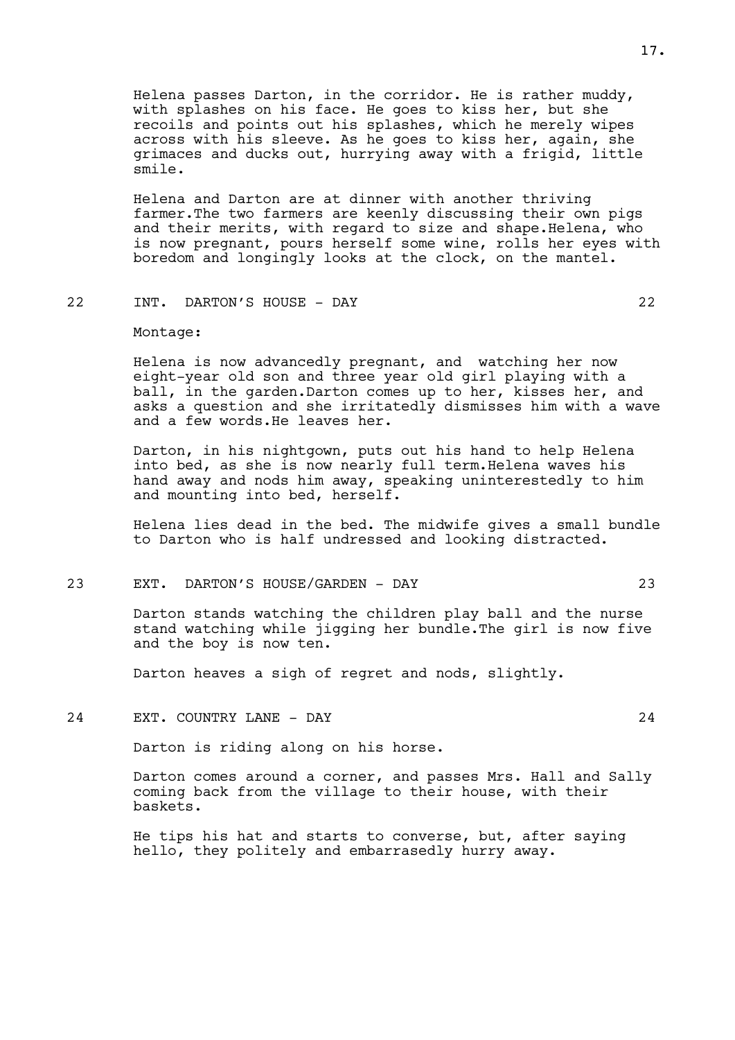Helena passes Darton, in the corridor. He is rather muddy, with splashes on his face. He goes to kiss her, but she recoils and points out his splashes, which he merely wipes across with his sleeve. As he goes to kiss her, again, she grimaces and ducks out, hurrying away with a frigid, little smile.

Helena and Darton are at dinner with another thriving farmer.The two farmers are keenly discussing their own pigs and their merits, with regard to size and shape.Helena, who is now pregnant, pours herself some wine, rolls her eyes with boredom and longingly looks at the clock, on the mantel.

22 INT. DARTON'S HOUSE - DAY 22

Montage:

Helena is now advancedly pregnant, and watching her now eight-year old son and three year old girl playing with a ball, in the garden.Darton comes up to her, kisses her, and asks a question and she irritatedly dismisses him with a wave and a few words.He leaves her.

Darton, in his nightgown, puts out his hand to help Helena into bed, as she is now nearly full term.Helena waves his hand away and nods him away, speaking uninterestedly to him and mounting into bed, herself.

Helena lies dead in the bed. The midwife gives a small bundle to Darton who is half undressed and looking distracted.

23 EXT. DARTON'S HOUSE/GARDEN - DAY 23

Darton stands watching the children play ball and the nurse stand watching while jigging her bundle.The girl is now five and the boy is now ten.

Darton heaves a sigh of regret and nods, slightly.

24 EXT. COUNTRY LANE - DAY 24

Darton is riding along on his horse.

Darton comes around a corner, and passes Mrs. Hall and Sally coming back from the village to their house, with their baskets.

He tips his hat and starts to converse, but, after saying hello, they politely and embarrasedly hurry away.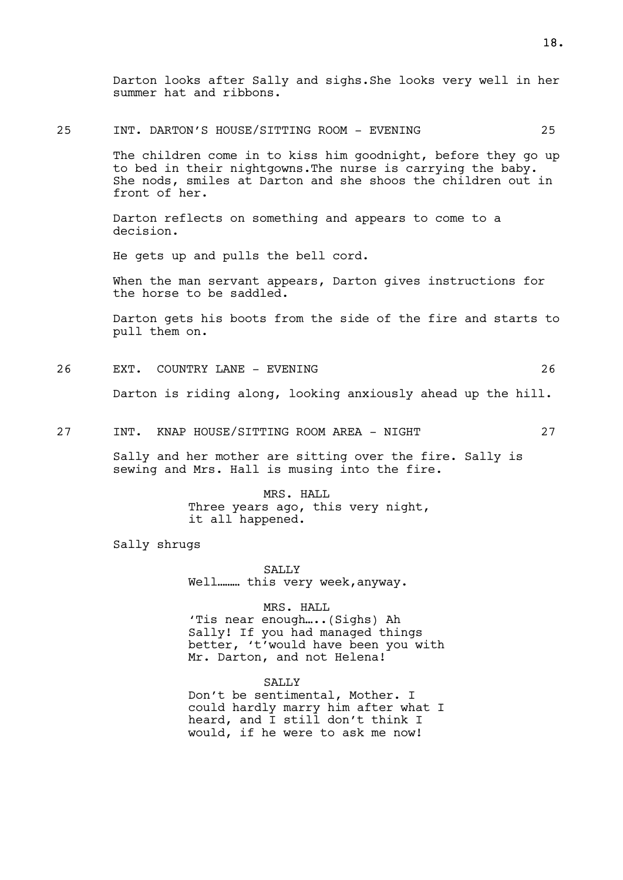Darton looks after Sally and sighs.She looks very well in her summer hat and ribbons.

25 INT. DARTON'S HOUSE/SITTING ROOM - EVENING 25

The children come in to kiss him goodnight, before they go up to bed in their nightgowns.The nurse is carrying the baby. She nods, smiles at Darton and she shoos the children out in front of her.

Darton reflects on something and appears to come to a decision.

He gets up and pulls the bell cord.

When the man servant appears, Darton gives instructions for the horse to be saddled.

Darton gets his boots from the side of the fire and starts to pull them on.

26 EXT. COUNTRY LANE - EVENING 26

Darton is riding along, looking anxiously ahead up the hill.

27 INT. KNAP HOUSE/SITTING ROOM AREA - NIGHT 27

Sally and her mother are sitting over the fire. Sally is sewing and Mrs. Hall is musing into the fire.

MRS. HALL
Three years ago, this very night, it all happened.

Sally shrugs

SALLY
Well……… this very week,anyway.

MRS. HALL
'Tis near enough…..(Sighs) Ah Sally! If you had managed things better, 't'would have been you with Mr. Darton, and not Helena!

SALLY
Don't be sentimental, Mother. I could hardly marry him after what I heard, and I still don't think I would, if he were to ask me now!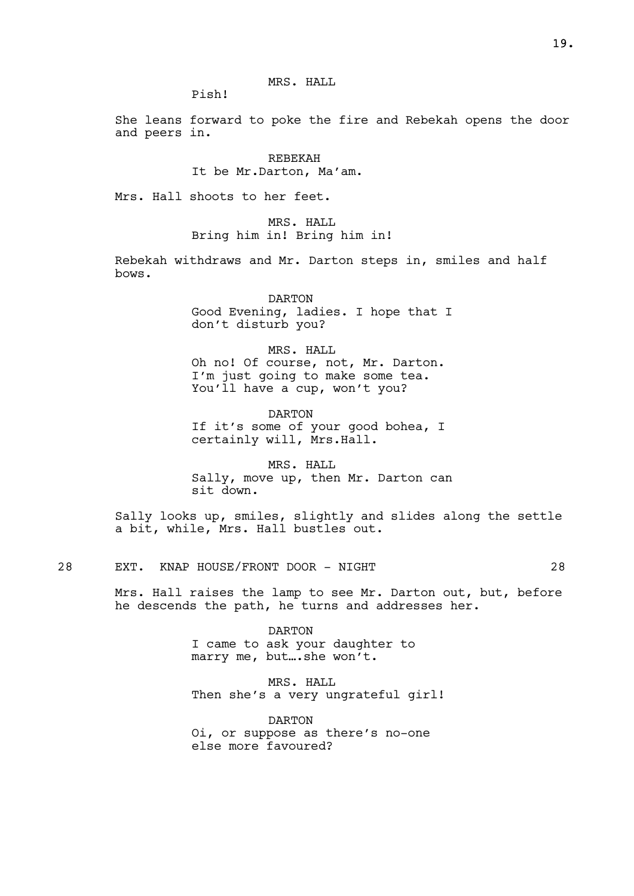MRS. HALL

Pish!

She leans forward to poke the fire and Rebekah opens the door and peers in.

REBEKAH

It be Mr.Darton, Ma'am.

Mrs. Hall shoots to her feet.

MRS. HALL

Bring him in! Bring him in!

Rebekah withdraws and Mr. Darton steps in, smiles and half bows.

DARTON

Good Evening, ladies. I hope that I don't disturb you?

MRS. HALL

Oh no! Of course, not, Mr. Darton. I'm just going to make some tea. You'll have a cup, won't you?

DARTON

If it's some of your good bohea, I certainly will, Mrs.Hall.

MRS. HALL

Sally, move up, then Mr. Darton can sit down.

Sally looks up, smiles, slightly and slides along the settle a bit, while, Mrs. Hall bustles out.

28 EXT. KNAP HOUSE/FRONT DOOR - NIGHT 28

Mrs. Hall raises the lamp to see Mr. Darton out, but, before he descends the path, he turns and addresses her.

DARTON

I came to ask your daughter to marry me, but….she won't.

MRS. HALL

Then she's a very ungrateful girl!

DARTON

Oi, or suppose as there's no-one else more favoured?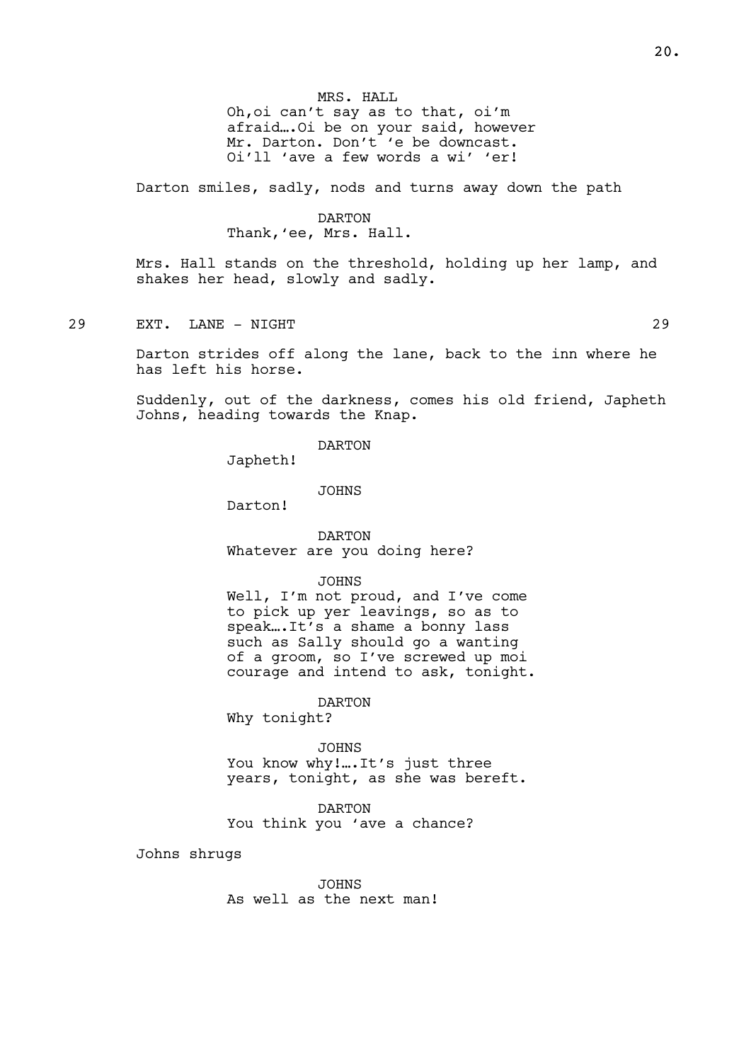MRS. HALL

Oh,oi can't say as to that, oi'm afraid….Oi be on your said, however Mr. Darton. Don't 'e be downcast. Oi'll 'ave a few words a wi' 'er!

Darton smiles, sadly, nods and turns away down the path

DARTON

Thank,'ee, Mrs. Hall.

Mrs. Hall stands on the threshold, holding up her lamp, and shakes her head, slowly and sadly.

29 EXT. LANE - NIGHT 29

Darton strides off along the lane, back to the inn where he has left his horse.

Suddenly, out of the darkness, comes his old friend, Japheth Johns, heading towards the Knap.

DARTON

Japheth!

JOHNS

Darton!

DARTON

Whatever are you doing here?

JOHNS

Well, I'm not proud, and I've come to pick up yer leavings, so as to speak….It's a shame a bonny lass such as Sally should go a wanting of a groom, so I've screwed up moi courage and intend to ask, tonight.

DARTON

Why tonight?

JOHNS

You know why!….It's just three years, tonight, as she was bereft.

DARTON

You think you 'ave a chance?

Johns shrugs

JOHNS

As well as the next man!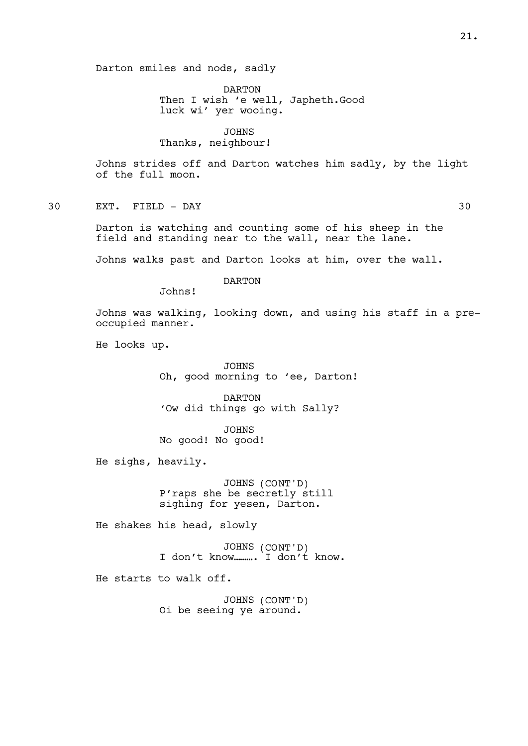Darton smiles and nods, sadly

DARTON
Then I wish 'e well, Japheth.Good luck wi' yer wooing.

JOHNS
Thanks, neighbour!

Johns strides off and Darton watches him sadly, by the light of the full moon.

30 EXT. FIELD - DAY 30

Darton is watching and counting some of his sheep in the field and standing near to the wall, near the lane.

Johns walks past and Darton looks at him, over the wall.

DARTON
Johns!

Johns was walking, looking down, and using his staff in a pre-occupied manner.

He looks up.

JOHNS
Oh, good morning to 'ee, Darton!

DARTON
'Ow did things go with Sally?

JOHNS
No good! No good!

He sighs, heavily.

JOHNS (CONT'D)
P'raps she be secretly still sighing for yesen, Darton.

He shakes his head, slowly

JOHNS (CONT'D)
I don't know………. I don't know.

He starts to walk off.

JOHNS (CONT'D)
Oi be seeing ye around.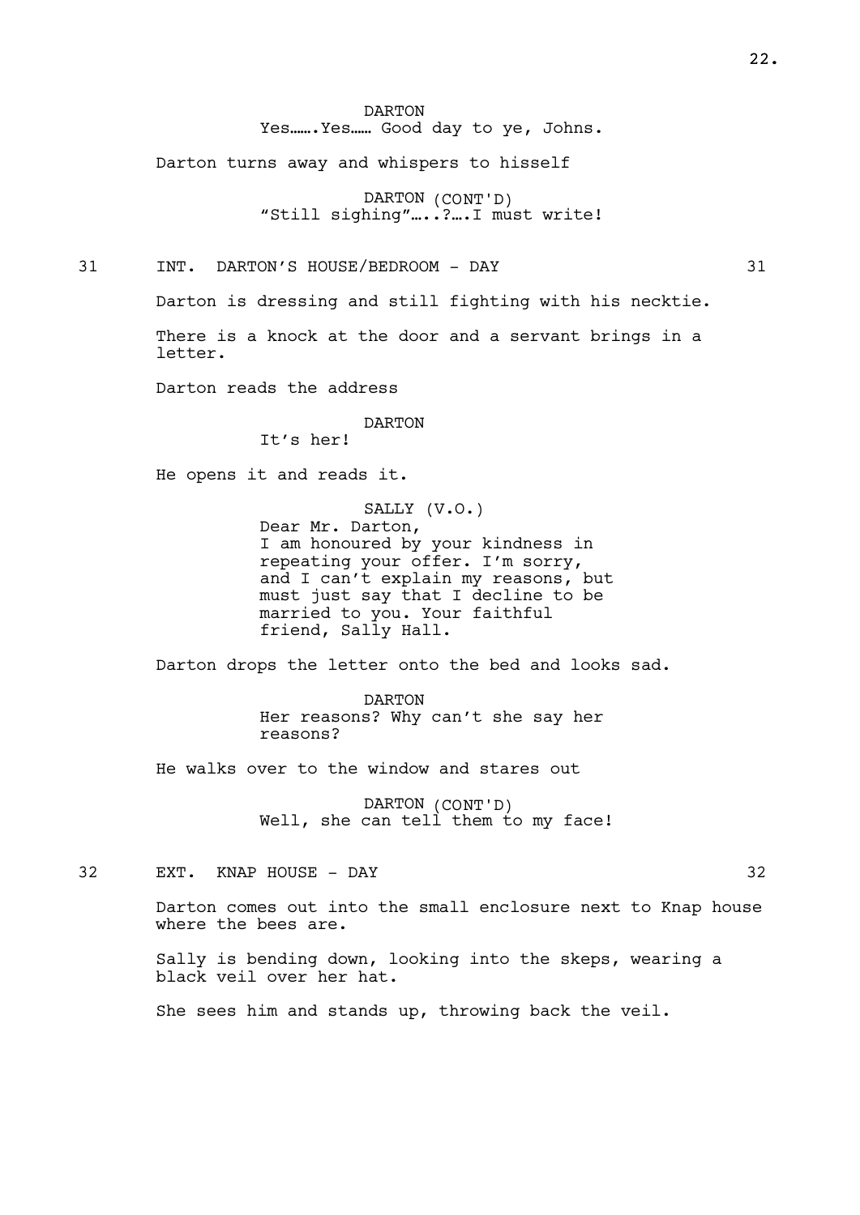DARTON

Yes…….Yes…… Good day to ye, Johns.

Darton turns away and whispers to hisself

DARTON (CONT'D)

“Still sighing”…..?….I must write!

31 INT. DARTON’S HOUSE/BEDROOM - DAY 31

Darton is dressing and still fighting with his necktie.

There is a knock at the door and a servant brings in a letter.

Darton reads the address

DARTON

It’s her!

He opens it and reads it.

SALLY (V.O.)

Dear Mr. Darton,
I am honoured by your kindness in repeating your offer. I’m sorry, and I can’t explain my reasons, but must just say that I decline to be married to you. Your faithful friend, Sally Hall.

Darton drops the letter onto the bed and looks sad.

DARTON

Her reasons? Why can’t she say her reasons?

He walks over to the window and stares out

DARTON (CONT'D)

Well, she can tell them to my face!

32 EXT. KNAP HOUSE - DAY 32

Darton comes out into the small enclosure next to Knap house where the bees are.

Sally is bending down, looking into the skeps, wearing a black veil over her hat.

She sees him and stands up, throwing back the veil.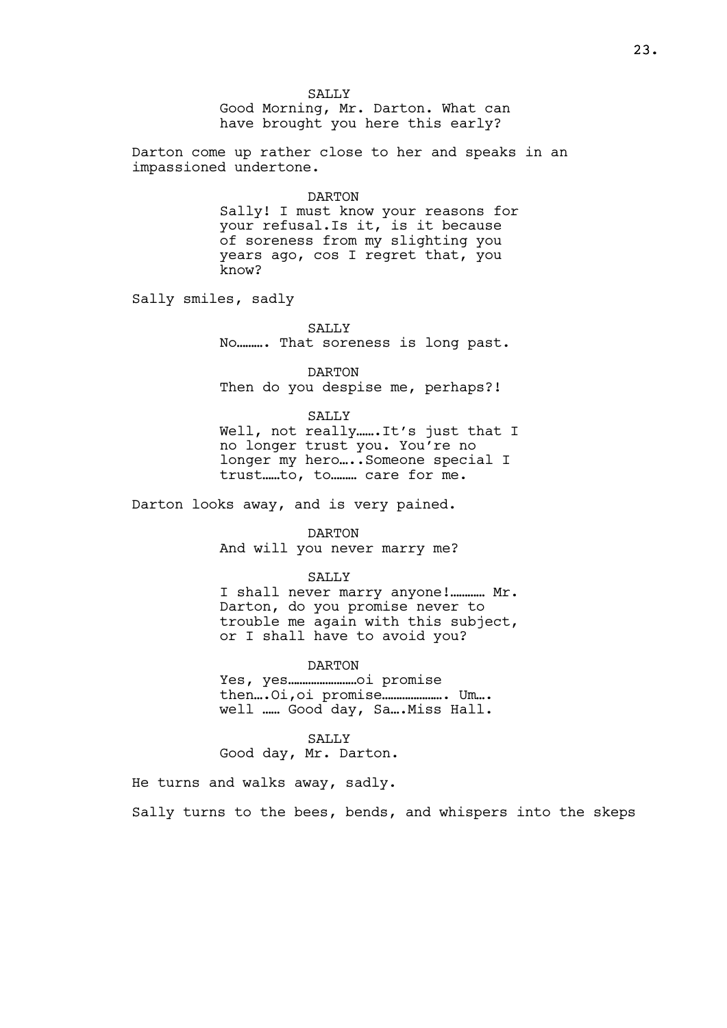SALLY
Good Morning, Mr. Darton. What can have brought you here this early?

Darton come up rather close to her and speaks in an impassioned undertone.

DARTON
Sally! I must know your reasons for your refusal.Is it, is it because of soreness from my slighting you years ago, cos I regret that, you know?

Sally smiles, sadly

SALLY
No………. That soreness is long past.

DARTON
Then do you despise me, perhaps?!

SALLY
Well, not really…….It's just that I no longer trust you. You're no longer my hero…..Someone special I trust……to, to……… care for me.

Darton looks away, and is very pained.

DARTON
And will you never marry me?

SALLY
I shall never marry anyone!………… Mr. Darton, do you promise never to trouble me again with this subject, or I shall have to avoid you?

DARTON
Yes, yes……………………oi promise then….Oi,oi promise…………………. Um…. well …… Good day, Sa….Miss Hall.

SALLY
Good day, Mr. Darton.

He turns and walks away, sadly.

Sally turns to the bees, bends, and whispers into the skeps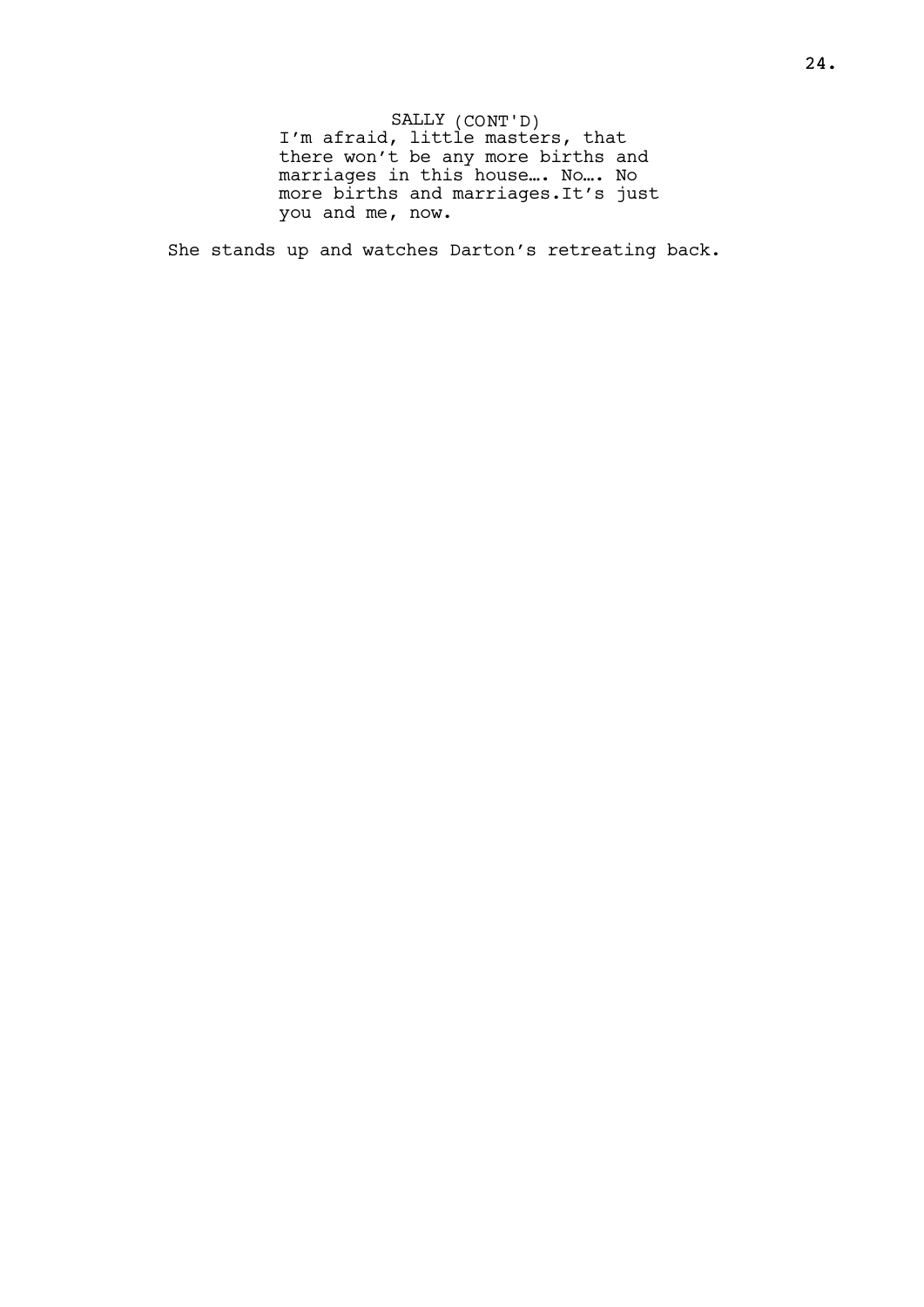SALLY (CONT'D)
I'm afraid, little masters, that there won't be any more births and marriages in this house…. No…. No more births and marriages.It's just you and me, now.

She stands up and watches Darton's retreating back.